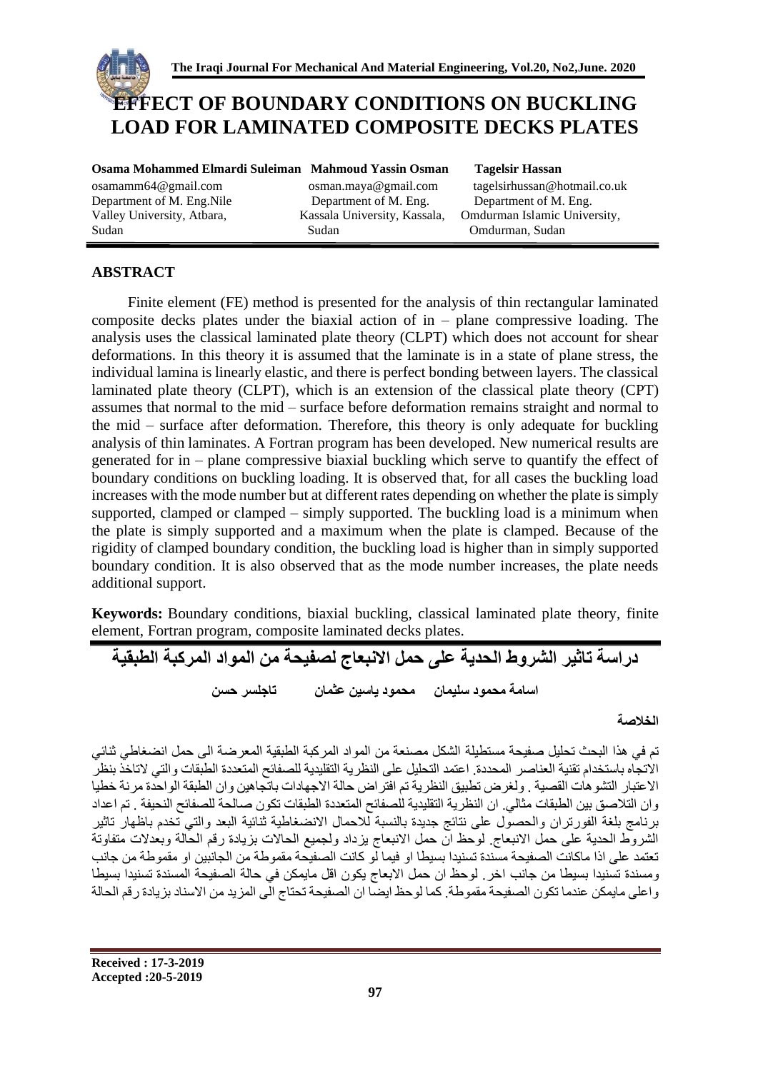# EFFECT OF BOUNDARY CONDITIONS ON BUCKLING LOAD FOR LAMINATED COMPOSITE DECKS PLATES

**Osama Mohammed Elmardi Suleiman**
osamamm64@gmail.com
Department of M. Eng.Nile Valley University, Atbara, Sudan

**Mahmoud Yassin Osman**
osman.maya@gmail.com
Department of M. Eng. Kassala University, Kassala, Sudan

**Tagelsir Hassan**
tagelsirhussan@hotmail.co.uk
Department of M. Eng. Omdurman Islamic University, Omdurman, Sudan

## ABSTRACT

Finite element (FE) method is presented for the analysis of thin rectangular laminated composite decks plates under the biaxial action of in – plane compressive loading. The analysis uses the classical laminated plate theory (CLPT) which does not account for shear deformations. In this theory it is assumed that the laminate is in a state of plane stress, the individual lamina is linearly elastic, and there is perfect bonding between layers. The classical laminated plate theory (CLPT), which is an extension of the classical plate theory (CPT) assumes that normal to the mid – surface before deformation remains straight and normal to the mid – surface after deformation. Therefore, this theory is only adequate for buckling analysis of thin laminates. A Fortran program has been developed. New numerical results are generated for in – plane compressive biaxial buckling which serve to quantify the effect of boundary conditions on buckling loading. It is observed that, for all cases the buckling load increases with the mode number but at different rates depending on whether the plate is simply supported, clamped or clamped – simply supported. The buckling load is a minimum when the plate is simply supported and a maximum when the plate is clamped. Because of the rigidity of clamped boundary condition, the buckling load is higher than in simply supported boundary condition. It is also observed that as the mode number increases, the plate needs additional support.

**Keywords:** Boundary conditions, biaxial buckling, classical laminated plate theory, finite element, Fortran program, composite laminated decks plates.

# دراسة تاثير الشروط الحدية على حمل الانبعاج لصفيحة من المواد المركبة الطبقية

**اسامة محمود سليمان     محمود ياسين عثمان     تاجلسر حسن**

## الخلاصة

تم في هذا البحث تحليل صفيحة مستطيلة الشكل مصنعة من المواد المركبة الطبقية المعرضة الى حمل انضغاطي ثنائي الاتجاه باستخدام تقنية العناصر المحددة. اعتمد التحليل على النظرية التقليدية للصفائح المتعددة الطبقات والتي لاتاخذ بنظر الاعتبار التشوهات القصية . ولغرض تطبيق النظرية تم افتراض حالة الاجهادات باتجاهين وان الطبقة الواحدة مرنة خطيا وان التلاصق بين الطبقات مثالي. ان النظرية التقليدية للصفائح المتعددة الطبقات تكون صالحة للصفائح النحيفة . تم اعداد برنامج بلغة الفورتران والحصول على نتائج جديدة بالنسبة للاحمال الانضغاطية ثنائية البعد والتي تخدم باظهار تاثير الشروط الحدية على حمل الانبعاج. لوحظ ان حمل الانبعاج يزداد ولجميع الحالات بزيادة رقم الحالة وبعدلات متفاوتة تعتمد على اذا ماكانت الصفيحة مسندة تسنيدا بسيطا او فيما لو كانت الصفيحة مقموطة من الجانبين او مقموطة من جانب ومسندة تسنيدا بسيطا من جانب اخر. لوحظ ان حمل الابعاج يكون اقل مايمكن في حالة الصفيحة المسندة تسنيدا بسيطا واعلى مايمكن عندما تكون الصفيحة مقموطة. كما لوحظ ايضا ان الصفيحة تحتاج الى المزيد من الاسناد بزيادة رقم الحالة

**Received : 17-3-2019**
**Accepted :20-5-2019**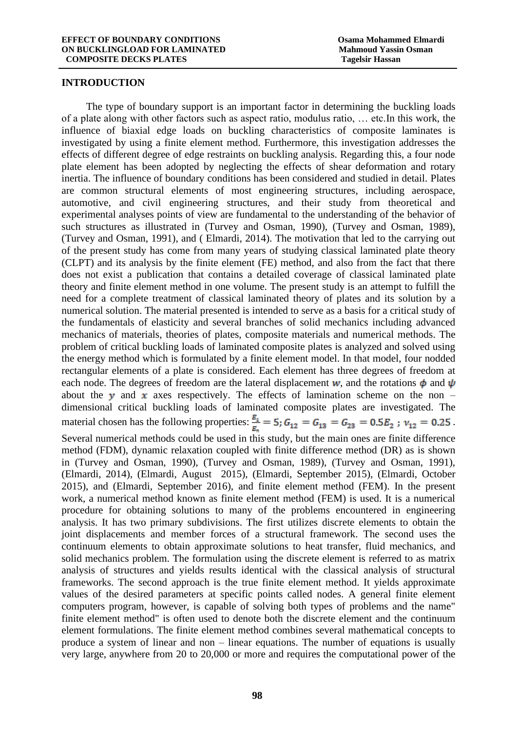## INTRODUCTION

The type of boundary support is an important factor in determining the buckling loads of a plate along with other factors such as aspect ratio, modulus ratio, … etc.In this work, the influence of biaxial edge loads on buckling characteristics of composite laminates is investigated by using a finite element method. Furthermore, this investigation addresses the effects of different degree of edge restraints on buckling analysis. Regarding this, a four node plate element has been adopted by neglecting the effects of shear deformation and rotary inertia. The influence of boundary conditions has been considered and studied in detail. Plates are common structural elements of most engineering structures, including aerospace, automotive, and civil engineering structures, and their study from theoretical and experimental analyses points of view are fundamental to the understanding of the behavior of such structures as illustrated in (Turvey and Osman, 1990), (Turvey and Osman, 1989), (Turvey and Osman, 1991), and ( Elmardi, 2014). The motivation that led to the carrying out of the present study has come from many years of studying classical laminated plate theory (CLPT) and its analysis by the finite element (FE) method, and also from the fact that there does not exist a publication that contains a detailed coverage of classical laminated plate theory and finite element method in one volume. The present study is an attempt to fulfill the need for a complete treatment of classical laminated theory of plates and its solution by a numerical solution. The material presented is intended to serve as a basis for a critical study of the fundamentals of elasticity and several branches of solid mechanics including advanced mechanics of materials, theories of plates, composite materials and numerical methods. The problem of critical buckling loads of laminated composite plates is analyzed and solved using the energy method which is formulated by a finite element model. In that model, four nodded rectangular elements of a plate is considered. Each element has three degrees of freedom at each node. The degrees of freedom are the lateral displacement $w$, and the rotations $\phi$ and $\psi$ about the $y$ and $x$ axes respectively. The effects of lamination scheme on the non – dimensional critical buckling loads of laminated composite plates are investigated. The material chosen has the following properties: $\frac{E_1}{E_2} = 5; G_{12} = G_{13} = G_{23} = 0.5E_2\ ;\ v_{12} = 0.25$.

Several numerical methods could be used in this study, but the main ones are finite difference method (FDM), dynamic relaxation coupled with finite difference method (DR) as is shown in (Turvey and Osman, 1990), (Turvey and Osman, 1989), (Turvey and Osman, 1991), (Elmardi, 2014), (Elmardi, August 2015), (Elmardi, September 2015), (Elmardi, October 2015), and (Elmardi, September 2016), and finite element method (FEM). In the present work, a numerical method known as finite element method (FEM) is used. It is a numerical procedure for obtaining solutions to many of the problems encountered in engineering analysis. It has two primary subdivisions. The first utilizes discrete elements to obtain the joint displacements and member forces of a structural framework. The second uses the continuum elements to obtain approximate solutions to heat transfer, fluid mechanics, and solid mechanics problem. The formulation using the discrete element is referred to as matrix analysis of structures and yields results identical with the classical analysis of structural frameworks. The second approach is the true finite element method. It yields approximate values of the desired parameters at specific points called nodes. A general finite element computers program, however, is capable of solving both types of problems and the name" finite element method" is often used to denote both the discrete element and the continuum element formulations. The finite element method combines several mathematical concepts to produce a system of linear and non – linear equations. The number of equations is usually very large, anywhere from 20 to 20,000 or more and requires the computational power of the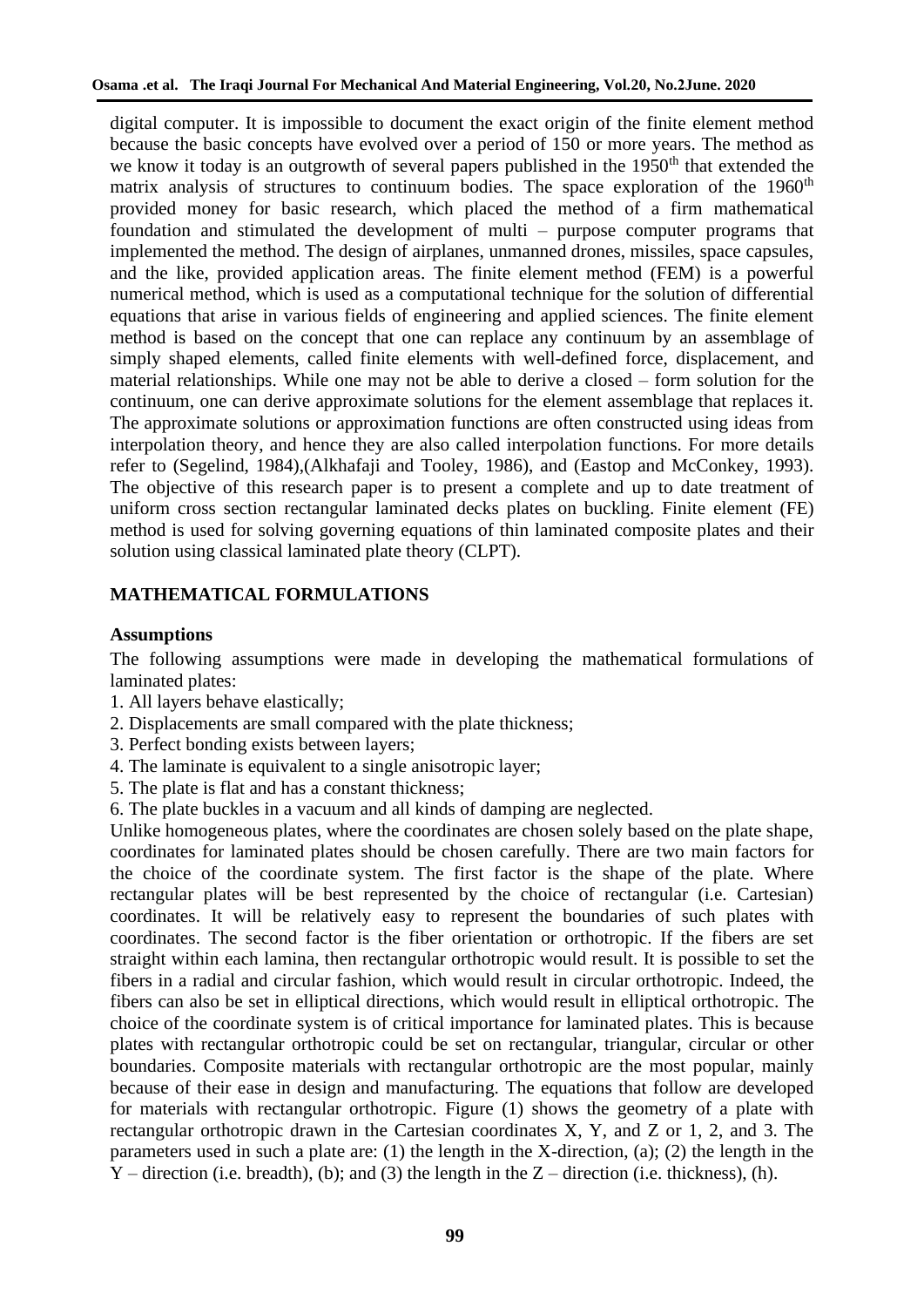digital computer. It is impossible to document the exact origin of the finite element method because the basic concepts have evolved over a period of 150 or more years. The method as we know it today is an outgrowth of several papers published in the 1950$^{th}$ that extended the matrix analysis of structures to continuum bodies. The space exploration of the 1960$^{th}$ provided money for basic research, which placed the method of a firm mathematical foundation and stimulated the development of multi – purpose computer programs that implemented the method. The design of airplanes, unmanned drones, missiles, space capsules, and the like, provided application areas. The finite element method (FEM) is a powerful numerical method, which is used as a computational technique for the solution of differential equations that arise in various fields of engineering and applied sciences. The finite element method is based on the concept that one can replace any continuum by an assemblage of simply shaped elements, called finite elements with well-defined force, displacement, and material relationships. While one may not be able to derive a closed – form solution for the continuum, one can derive approximate solutions for the element assemblage that replaces it. The approximate solutions or approximation functions are often constructed using ideas from interpolation theory, and hence they are also called interpolation functions. For more details refer to (Segelind, 1984),(Alkhafaji and Tooley, 1986), and (Eastop and McConkey, 1993). The objective of this research paper is to present a complete and up to date treatment of uniform cross section rectangular laminated decks plates on buckling. Finite element (FE) method is used for solving governing equations of thin laminated composite plates and their solution using classical laminated plate theory (CLPT).

## MATHEMATICAL FORMULATIONS

### Assumptions

The following assumptions were made in developing the mathematical formulations of laminated plates:

1. All layers behave elastically;
2. Displacements are small compared with the plate thickness;
3. Perfect bonding exists between layers;
4. The laminate is equivalent to a single anisotropic layer;
5. The plate is flat and has a constant thickness;
6. The plate buckles in a vacuum and all kinds of damping are neglected.

Unlike homogeneous plates, where the coordinates are chosen solely based on the plate shape, coordinates for laminated plates should be chosen carefully. There are two main factors for the choice of the coordinate system. The first factor is the shape of the plate. Where rectangular plates will be best represented by the choice of rectangular (i.e. Cartesian) coordinates. It will be relatively easy to represent the boundaries of such plates with coordinates. The second factor is the fiber orientation or orthotropic. If the fibers are set straight within each lamina, then rectangular orthotropic would result. It is possible to set the fibers in a radial and circular fashion, which would result in circular orthotropic. Indeed, the fibers can also be set in elliptical directions, which would result in elliptical orthotropic. The choice of the coordinate system is of critical importance for laminated plates. This is because plates with rectangular orthotropic could be set on rectangular, triangular, circular or other boundaries. Composite materials with rectangular orthotropic are the most popular, mainly because of their ease in design and manufacturing. The equations that follow are developed for materials with rectangular orthotropic. Figure (1) shows the geometry of a plate with rectangular orthotropic drawn in the Cartesian coordinates X, Y, and Z or 1, 2, and 3. The parameters used in such a plate are: (1) the length in the X-direction, (a); (2) the length in the Y – direction (i.e. breadth), (b); and (3) the length in the Z – direction (i.e. thickness), (h).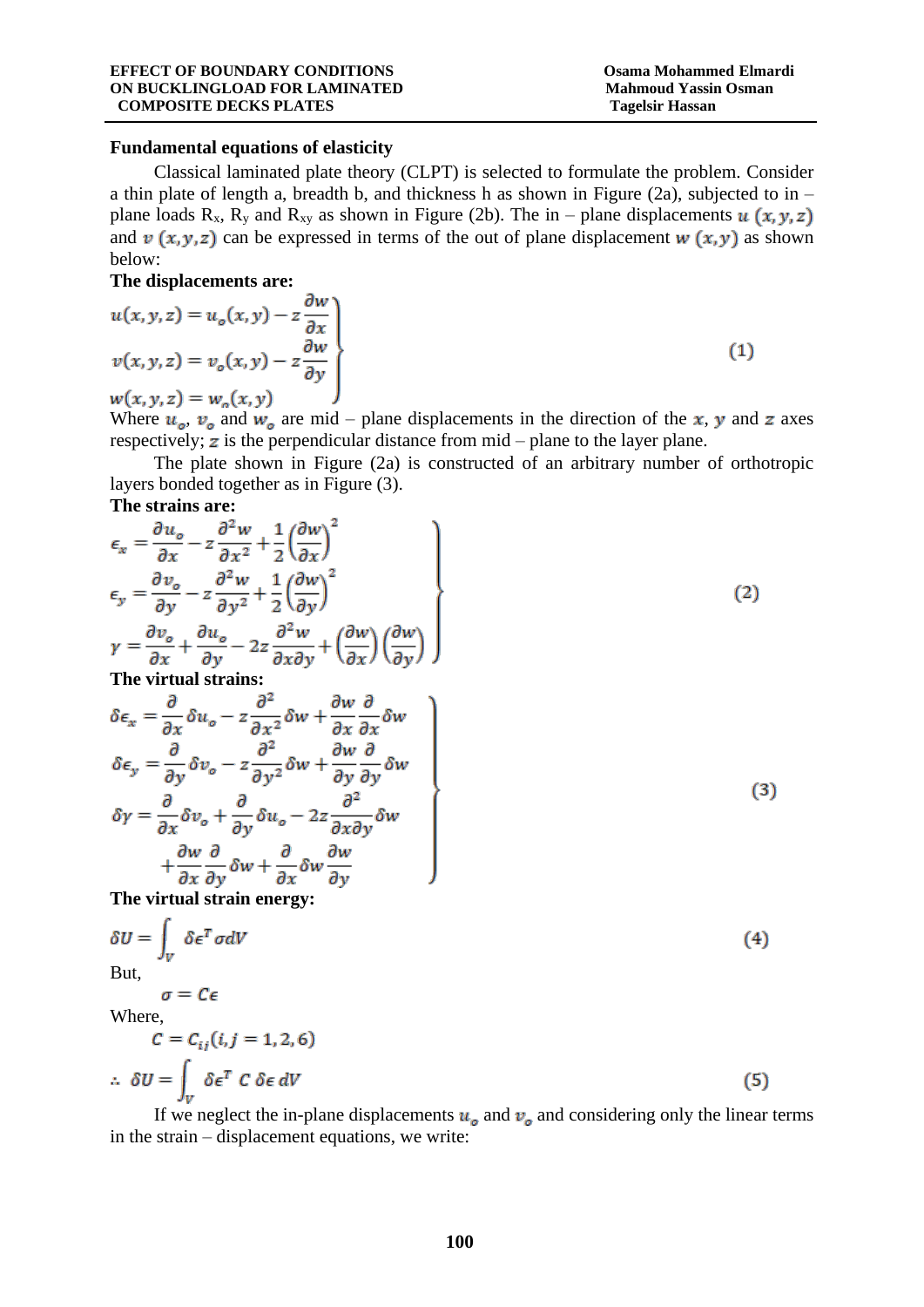## Fundamental equations of elasticity

Classical laminated plate theory (CLPT) is selected to formulate the problem. Consider a thin plate of length a, breadth b, and thickness h as shown in Figure (2a), subjected to in – plane loads $R_x$, $R_y$ and $R_{xy}$ as shown in Figure (2b). The in – plane displacements $u\ (x,y,z)$ and $v\ (x,y,z)$ can be expressed in terms of the out of plane displacement $w\ (x,y)$ as shown below:

**The displacements are:**

$$\left.\begin{aligned} u(x,y,z) &= u_o(x,y) - z\frac{\partial w}{\partial x} \\ v(x,y,z) &= v_o(x,y) - z\frac{\partial w}{\partial y} \\ w(x,y,z) &= w_o(x,y) \end{aligned}\right\} \tag{1}$$

Where $u_o$, $v_o$ and $w_o$ are mid – plane displacements in the direction of the $x$, $y$ and $z$ axes respectively; $z$ is the perpendicular distance from mid – plane to the layer plane.

The plate shown in Figure (2a) is constructed of an arbitrary number of orthotropic layers bonded together as in Figure (3).

**The strains are:**

$$\left.\begin{aligned} \epsilon_x &= \frac{\partial u_o}{\partial x} - z\frac{\partial^2 w}{\partial x^2} + \frac{1}{2}\left(\frac{\partial w}{\partial x}\right)^2 \\ \epsilon_y &= \frac{\partial v_o}{\partial y} - z\frac{\partial^2 w}{\partial y^2} + \frac{1}{2}\left(\frac{\partial w}{\partial y}\right)^2 \\ \gamma &= \frac{\partial v_o}{\partial x} + \frac{\partial u_o}{\partial y} - 2z\frac{\partial^2 w}{\partial x \partial y} + \left(\frac{\partial w}{\partial x}\right)\left(\frac{\partial w}{\partial y}\right) \end{aligned}\right\} \tag{2}$$

**The virtual strains:**

$$\left.\begin{aligned} \delta\epsilon_x &= \frac{\partial}{\partial x}\delta u_o - z\frac{\partial^2}{\partial x^2}\delta w + \frac{\partial w}{\partial x}\frac{\partial}{\partial x}\delta w \\ \delta\epsilon_y &= \frac{\partial}{\partial y}\delta v_o - z\frac{\partial^2}{\partial y^2}\delta w + \frac{\partial w}{\partial y}\frac{\partial}{\partial y}\delta w \\ \delta\gamma &= \frac{\partial}{\partial x}\delta v_o + \frac{\partial}{\partial y}\delta u_o - 2z\frac{\partial^2}{\partial x \partial y}\delta w \\ &\quad + \frac{\partial w}{\partial x}\frac{\partial}{\partial y}\delta w + \frac{\partial}{\partial x}\delta w\frac{\partial w}{\partial y} \end{aligned}\right\} \tag{3}$$

**The virtual strain energy:**

$$\delta U = \int_V \delta\epsilon^T \sigma dV \tag{4}$$

But,

$$\sigma = C\epsilon$$

Where,

$$C = C_{ij}(i,j = 1,2,6)$$

$$\therefore\ \delta U = \int_V \delta\epsilon^T\ C\ \delta\epsilon\ dV \tag{5}$$

If we neglect the in-plane displacements $u_o$ and $v_o$ and considering only the linear terms in the strain – displacement equations, we write: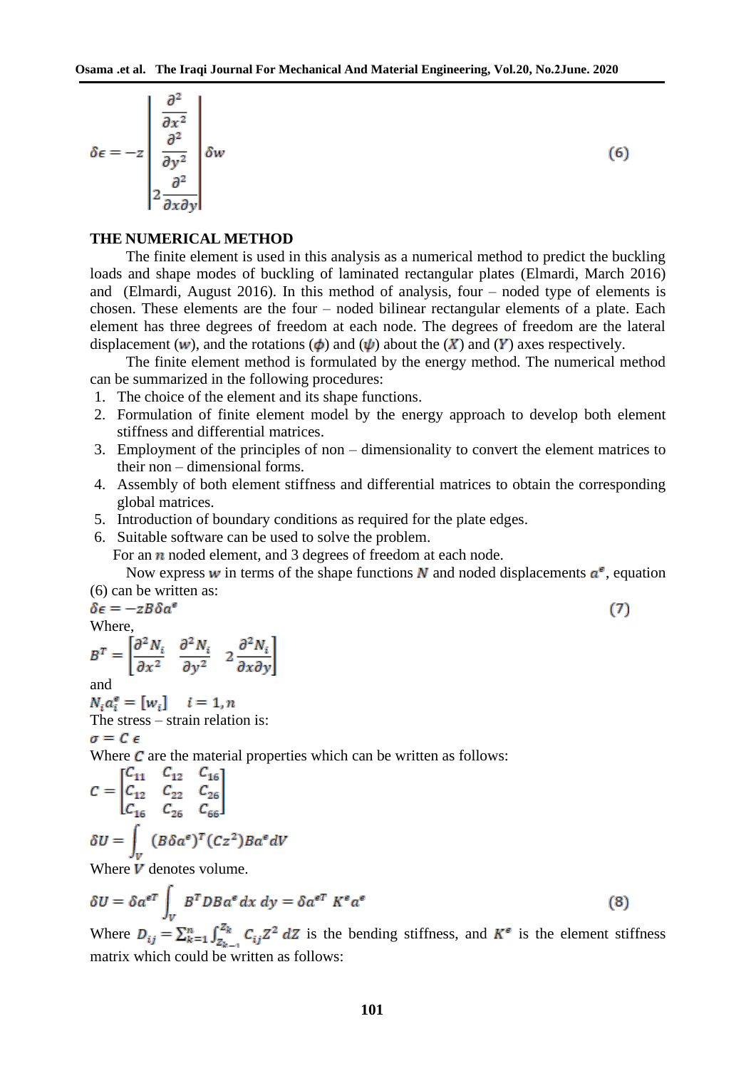$$\delta\epsilon = -z \begin{vmatrix} \dfrac{\partial^2}{\partial x^2} \\ \dfrac{\partial^2}{\partial y^2} \\ 2\dfrac{\partial^2}{\partial x \partial y} \end{vmatrix} \delta w \tag{6}$$

## THE NUMERICAL METHOD

The finite element is used in this analysis as a numerical method to predict the buckling loads and shape modes of buckling of laminated rectangular plates (Elmardi, March 2016) and (Elmardi, August 2016). In this method of analysis, four – noded type of elements is chosen. These elements are the four – noded bilinear rectangular elements of a plate. Each element has three degrees of freedom at each node. The degrees of freedom are the lateral displacement ($w$), and the rotations ($\phi$) and ($\psi$) about the ($X$) and ($Y$) axes respectively.

The finite element method is formulated by the energy method. The numerical method can be summarized in the following procedures:

1. The choice of the element and its shape functions.
2. Formulation of finite element model by the energy approach to develop both element stiffness and differential matrices.
3. Employment of the principles of non – dimensionality to convert the element matrices to their non – dimensional forms.
4. Assembly of both element stiffness and differential matrices to obtain the corresponding global matrices.
5. Introduction of boundary conditions as required for the plate edges.
6. Suitable software can be used to solve the problem.

For an $n$ noded element, and 3 degrees of freedom at each node.

Now express $w$ in terms of the shape functions $N$ and noded displacements $a^e$, equation (6) can be written as:

$$\delta\epsilon = -zB\delta a^e \tag{7}$$

Where,

$$B^T = \begin{bmatrix} \dfrac{\partial^2 N_i}{\partial x^2} & \dfrac{\partial^2 N_i}{\partial y^2} & 2\dfrac{\partial^2 N_i}{\partial x \partial y} \end{bmatrix}$$

and

$$N_i a_i^e = [w_i] \quad i = 1, n$$

The stress – strain relation is:

$$\sigma = C\,\epsilon$$

Where $C$ are the material properties which can be written as follows:

$$C = \begin{bmatrix} C_{11} & C_{12} & C_{16} \\ C_{12} & C_{22} & C_{26} \\ C_{16} & C_{26} & C_{66} \end{bmatrix}$$

$$\delta U = \int_V (B\delta a^e)^T (Cz^2) B a^e \, dV$$

Where $V$ denotes volume.

$$\delta U = \delta a^{eT} \int_V B^T D B a^e \, dx\, dy = \delta a^{eT}\, K^e a^e \tag{8}$$

Where $D_{ij} = \sum_{k=1}^{n} \int_{Z_{k-1}}^{Z_k} C_{ij} Z^2 \, dZ$ is the bending stiffness, and $K^e$ is the element stiffness matrix which could be written as follows: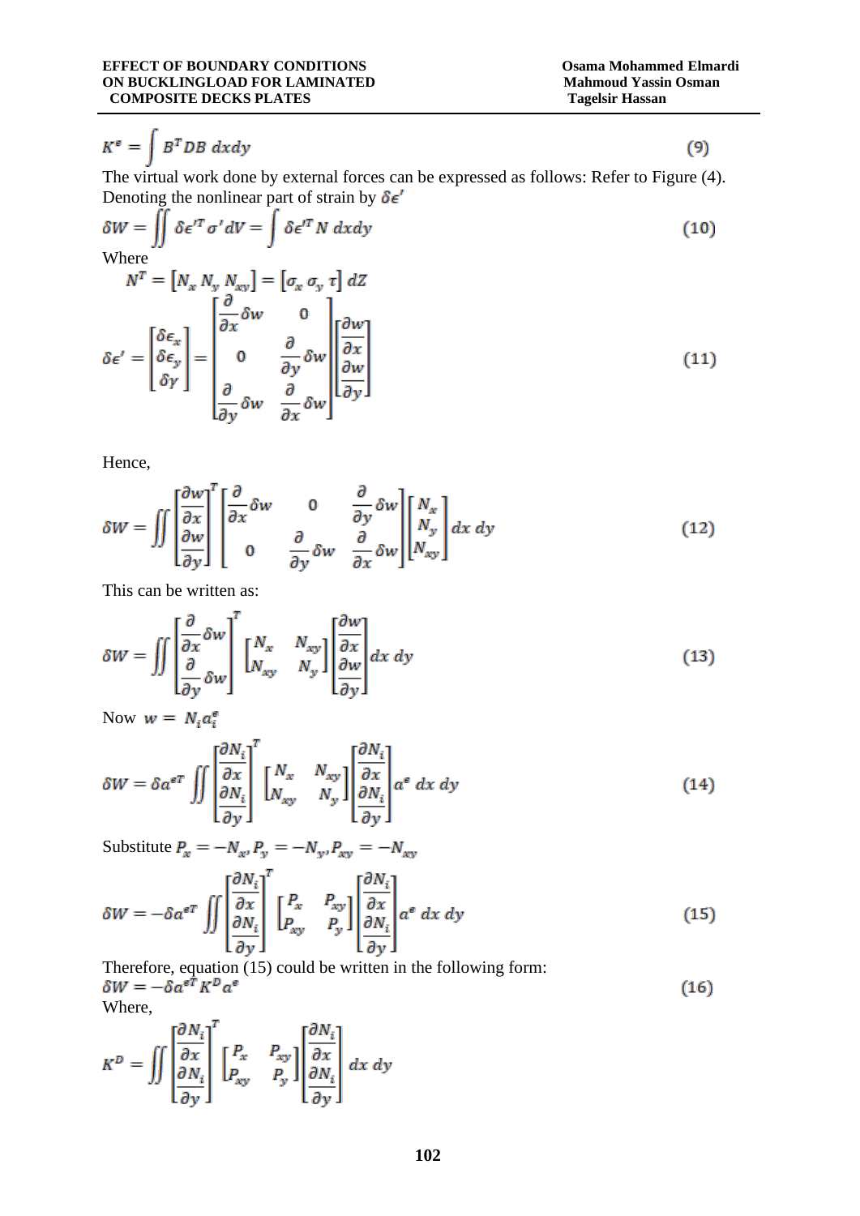$$K^e = \int B^T DB \, dxdy \tag{9}$$

The virtual work done by external forces can be expressed as follows: Refer to Figure (4). Denoting the nonlinear part of strain by $\delta\epsilon'$

$$\delta W = \iint \delta\epsilon'^T \sigma' dV = \int \delta\epsilon'^T N \, dxdy \tag{10}$$

Where

$$N^T = [N_x \, N_y \, N_{xy}] = [\sigma_x \, \sigma_y \, \tau] \, dZ$$

$$\delta\epsilon' = \begin{bmatrix} \delta\epsilon_x \\ \delta\epsilon_y \\ \delta\gamma \end{bmatrix} = \begin{bmatrix} \frac{\partial}{\partial x}\delta w & 0 \\ 0 & \frac{\partial}{\partial y}\delta w \\ \frac{\partial}{\partial y}\delta w & \frac{\partial}{\partial x}\delta w \end{bmatrix} \begin{bmatrix} \frac{\partial w}{\partial x} \\ \frac{\partial w}{\partial y} \end{bmatrix} \tag{11}$$

Hence,

$$\delta W = \iint \begin{bmatrix} \frac{\partial w}{\partial x} \\ \frac{\partial w}{\partial y} \end{bmatrix}^T \begin{bmatrix} \frac{\partial}{\partial x}\delta w & 0 & \frac{\partial}{\partial y}\delta w \\ 0 & \frac{\partial}{\partial y}\delta w & \frac{\partial}{\partial x}\delta w \end{bmatrix} \begin{bmatrix} N_x \\ N_y \\ N_{xy} \end{bmatrix} dx \, dy \tag{12}$$

This can be written as:

$$\delta W = \iint \begin{bmatrix} \frac{\partial}{\partial x}\delta w \\ \frac{\partial}{\partial y}\delta w \end{bmatrix}^T \begin{bmatrix} N_x & N_{xy} \\ N_{xy} & N_y \end{bmatrix} \begin{bmatrix} \frac{\partial w}{\partial x} \\ \frac{\partial w}{\partial y} \end{bmatrix} dx \, dy \tag{13}$$

Now $w = N_i a_i^e$

$$\delta W = \delta a^{eT} \iint \begin{bmatrix} \frac{\partial N_i}{\partial x} \\ \frac{\partial N_i}{\partial y} \end{bmatrix}^T \begin{bmatrix} N_x & N_{xy} \\ N_{xy} & N_y \end{bmatrix} \begin{bmatrix} \frac{\partial N_i}{\partial x} \\ \frac{\partial N_i}{\partial y} \end{bmatrix} a^e \, dx \, dy \tag{14}$$

Substitute $P_x = -N_x, P_y = -N_y, P_{xy} = -N_{xy}$

$$\delta W = -\delta a^{eT} \iint \begin{bmatrix} \frac{\partial N_i}{\partial x} \\ \frac{\partial N_i}{\partial y} \end{bmatrix}^T \begin{bmatrix} P_x & P_{xy} \\ P_{xy} & P_y \end{bmatrix} \begin{bmatrix} \frac{\partial N_i}{\partial x} \\ \frac{\partial N_i}{\partial y} \end{bmatrix} a^e \, dx \, dy \tag{15}$$

Therefore, equation (15) could be written in the following form:

$$\delta W = -\delta a^{eT} K^D a^e \tag{16}$$

Where,

$$K^D = \iint \begin{bmatrix} \frac{\partial N_i}{\partial x} \\ \frac{\partial N_i}{\partial y} \end{bmatrix}^T \begin{bmatrix} P_x & P_{xy} \\ P_{xy} & P_y \end{bmatrix} \begin{bmatrix} \frac{\partial N_i}{\partial x} \\ \frac{\partial N_i}{\partial y} \end{bmatrix} dx \, dy$$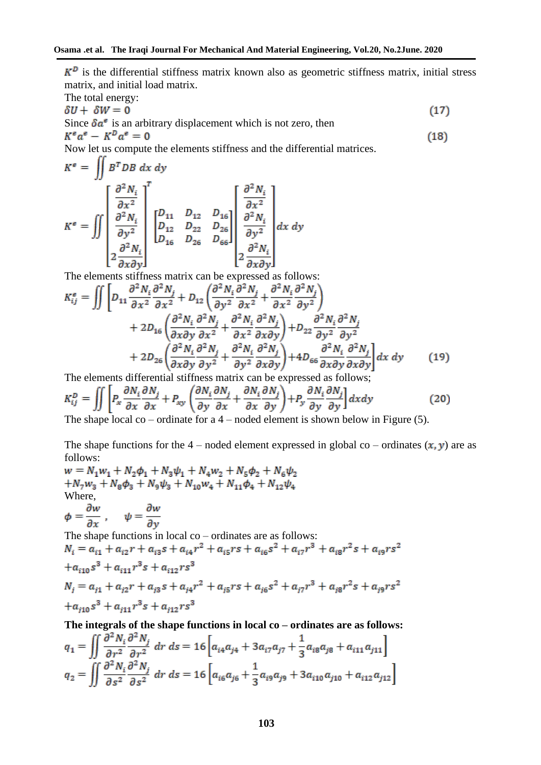$K^D$ is the differential stiffness matrix known also as geometric stiffness matrix, initial stress matrix, and initial load matrix.

The total energy:

$$\delta U + \delta W = 0 \tag{17}$$

Since $\delta a^e$ is an arbitrary displacement which is not zero, then

$$K^e a^e - K^D a^e = 0 \tag{18}$$

Now let us compute the elements stiffness and the differential matrices.

$$K^e = \iint B^T D B \; dx\, dy$$

$$K^e = \iint \begin{bmatrix} \dfrac{\partial^2 N_i}{\partial x^2} \\ \dfrac{\partial^2 N_i}{\partial y^2} \\ 2\dfrac{\partial^2 N_i}{\partial x \partial y} \end{bmatrix}^T \begin{bmatrix} D_{11} & D_{12} & D_{16} \\ D_{12} & D_{22} & D_{26} \\ D_{16} & D_{26} & D_{66} \end{bmatrix} \begin{bmatrix} \dfrac{\partial^2 N_i}{\partial x^2} \\ \dfrac{\partial^2 N_i}{\partial y^2} \\ 2\dfrac{\partial^2 N_i}{\partial x \partial y} \end{bmatrix} dx\, dy$$

The elements stiffness matrix can be expressed as follows:

$$\begin{aligned} K_{ij}^e = \iint \Bigg[ & D_{11} \frac{\partial^2 N_i}{\partial x^2}\frac{\partial^2 N_j}{\partial x^2} + D_{12}\left(\frac{\partial^2 N_i}{\partial y^2}\frac{\partial^2 N_j}{\partial x^2} + \frac{\partial^2 N_i}{\partial x^2}\frac{\partial^2 N_j}{\partial y^2}\right) \\ & + 2D_{16}\left(\frac{\partial^2 N_i}{\partial x \partial y}\frac{\partial^2 N_j}{\partial x^2} + \frac{\partial^2 N_i}{\partial x^2}\frac{\partial^2 N_j}{\partial x \partial y}\right) + D_{22}\frac{\partial^2 N_i}{\partial y^2}\frac{\partial^2 N_j}{\partial y^2} \\ & + 2D_{26}\left(\frac{\partial^2 N_i}{\partial x \partial y}\frac{\partial^2 N_j}{\partial y^2} + \frac{\partial^2 N_i}{\partial y^2}\frac{\partial^2 N_j}{\partial x \partial y}\right) + 4D_{66}\frac{\partial^2 N_i}{\partial x \partial y}\frac{\partial^2 N_j}{\partial x \partial y}\Bigg] dx\, dy \end{aligned} \tag{19}$$

The elements differential stiffness matrix can be expressed as follows;

$$K_{ij}^D = \iint \left[ P_x \frac{\partial N_i}{\partial x}\frac{\partial N_j}{\partial x} + P_{xy}\left(\frac{\partial N_i}{\partial y}\frac{\partial N_j}{\partial x} + \frac{\partial N_i}{\partial x}\frac{\partial N_j}{\partial y}\right) + P_y \frac{\partial N_i}{\partial y}\frac{\partial N_j}{\partial y}\right] dx dy \tag{20}$$

The shape local co – ordinate for a 4 – noded element is shown below in Figure (5).

The shape functions for the 4 – noded element expressed in global co – ordinates $(x, y)$ are as follows:

$$\begin{aligned} w = & N_1 w_1 + N_2 \phi_1 + N_3 \psi_1 + N_4 w_2 + N_5 \phi_2 + N_6 \psi_2 \\ & + N_7 w_3 + N_8 \phi_3 + N_9 \psi_3 + N_{10} w_4 + N_{11} \phi_4 + N_{12} \psi_4 \end{aligned}$$

Where,

$$\phi = \frac{\partial w}{\partial x}\,, \quad \psi = \frac{\partial w}{\partial y}$$

The shape functions in local co – ordinates are as follows:

$$\begin{aligned} N_i = & a_{i1} + a_{i2} r + a_{i3} s + a_{i4} r^2 + a_{i5} rs + a_{i6} s^2 + a_{i7} r^3 + a_{i8} r^2 s + a_{i9} rs^2 \\ & + a_{i10} s^3 + a_{i11} r^3 s + a_{i12} rs^3 \end{aligned}$$

$$\begin{aligned} N_j = & a_{j1} + a_{j2} r + a_{j3} s + a_{j4} r^2 + a_{j5} rs + a_{j6} s^2 + a_{j7} r^3 + a_{j8} r^2 s + a_{j9} rs^2 \\ & + a_{j10} s^3 + a_{j11} r^3 s + a_{j12} rs^3 \end{aligned}$$

**The integrals of the shape functions in local co – ordinates are as follows:**

$$q_1 = \iint \frac{\partial^2 N_i}{\partial r^2}\frac{\partial^2 N_j}{\partial r^2}\; dr\, ds = 16\left[a_{i4}a_{j4} + 3a_{i7}a_{j7} + \frac{1}{3}a_{i8}a_{j8} + a_{i11}a_{j11}\right]$$

$$q_2 = \iint \frac{\partial^2 N_i}{\partial s^2}\frac{\partial^2 N_j}{\partial s^2}\; dr\, ds = 16\left[a_{i6}a_{j6} + \frac{1}{3}a_{i9}a_{j9} + 3a_{i10}a_{j10} + a_{i12}a_{j12}\right]$$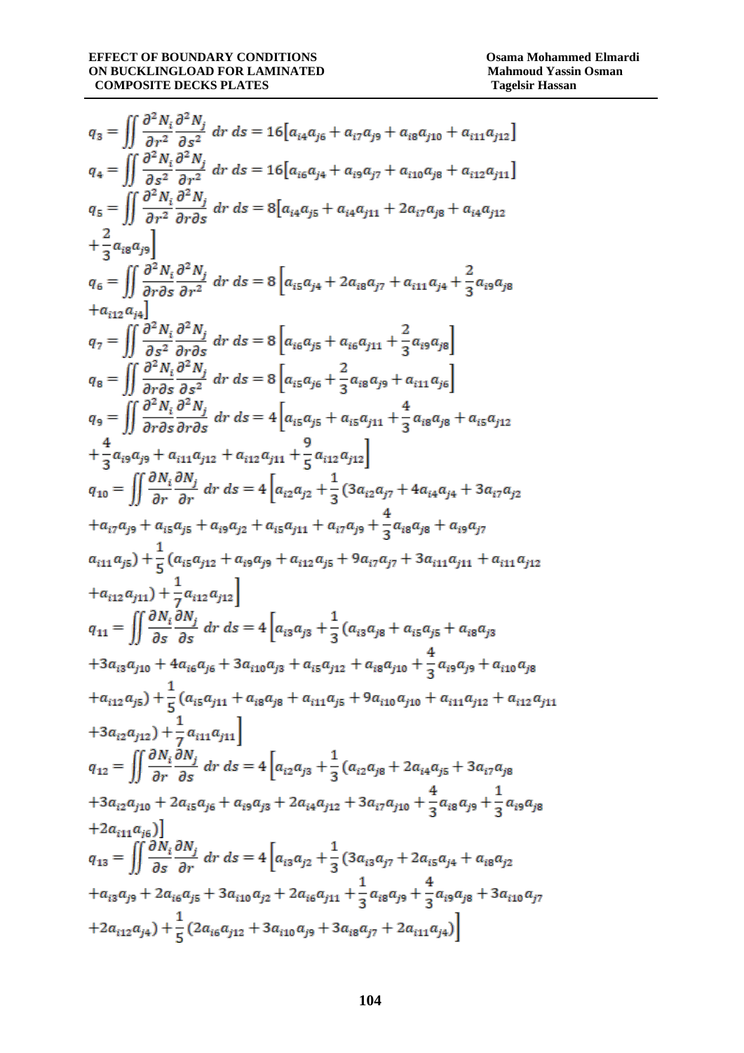$$q_3 = \iint \frac{\partial^2 N_i}{\partial r^2}\frac{\partial^2 N_j}{\partial s^2}\, dr\, ds = 16\left[a_{i4}a_{j6} + a_{i7}a_{j9} + a_{i8}a_{j10} + a_{i11}a_{j12}\right]$$

$$q_4 = \iint \frac{\partial^2 N_i}{\partial s^2}\frac{\partial^2 N_j}{\partial r^2}\, dr\, ds = 16\left[a_{i6}a_{j4} + a_{i9}a_{j7} + a_{i10}a_{j8} + a_{i12}a_{j11}\right]$$

$$q_5 = \iint \frac{\partial^2 N_i}{\partial r^2}\frac{\partial^2 N_j}{\partial r \partial s}\, dr\, ds = 8\left[a_{i4}a_{j5} + a_{i4}a_{j11} + 2a_{i7}a_{j8} + a_{i4}a_{j12} + \frac{2}{3}a_{i8}a_{j9}\right]$$

$$q_6 = \iint \frac{\partial^2 N_i}{\partial r \partial s}\frac{\partial^2 N_j}{\partial r^2}\, dr\, ds = 8\left[a_{i5}a_{j4} + 2a_{i8}a_{j7} + a_{i11}a_{j4} + \frac{2}{3}a_{i9}a_{j8} + a_{i12}a_{j4}\right]$$

$$q_7 = \iint \frac{\partial^2 N_i}{\partial s^2}\frac{\partial^2 N_j}{\partial r \partial s}\, dr\, ds = 8\left[a_{i6}a_{j5} + a_{i6}a_{j11} + \frac{2}{3}a_{i9}a_{j8}\right]$$

$$q_8 = \iint \frac{\partial^2 N_i}{\partial r \partial s}\frac{\partial^2 N_j}{\partial s^2}\, dr\, ds = 8\left[a_{i5}a_{j6} + \frac{2}{3}a_{i8}a_{j9} + a_{i11}a_{j6}\right]$$

$$q_9 = \iint \frac{\partial^2 N_i}{\partial r \partial s}\frac{\partial^2 N_j}{\partial r \partial s}\, dr\, ds = 4\left[a_{i5}a_{j5} + a_{i5}a_{j11} + \frac{4}{3}a_{i8}a_{j8} + a_{i5}a_{j12} + \frac{4}{3}a_{i9}a_{j9} + a_{i11}a_{j12} + a_{i12}a_{j11} + \frac{9}{5}a_{i12}a_{j12}\right]$$

$$q_{10} = \iint \frac{\partial N_i}{\partial r}\frac{\partial N_j}{\partial r}\, dr\, ds = 4\Big[a_{i2}a_{j2} + \frac{1}{3}(3a_{i2}a_{j7} + 4a_{i4}a_{j4} + 3a_{i7}a_{j2} + a_{i7}a_{j9} + a_{i5}a_{j5} + a_{i9}a_{j2} + a_{i5}a_{j11} + a_{i7}a_{j9} + \frac{4}{3}a_{i8}a_{j8} + a_{i9}a_{j7}$$
$$a_{i11}a_{j5}) + \frac{1}{5}(a_{i5}a_{j12} + a_{i9}a_{j9} + a_{i12}a_{j5} + 9a_{i7}a_{j7} + 3a_{i11}a_{j11} + a_{i11}a_{j12} + a_{i12}a_{j11}) + \frac{1}{7}a_{i12}a_{j12}\Big]$$

$$q_{11} = \iint \frac{\partial N_i}{\partial s}\frac{\partial N_j}{\partial s}\, dr\, ds = 4\Big[a_{i3}a_{j3} + \frac{1}{3}(a_{i3}a_{j8} + a_{i5}a_{j5} + a_{i8}a_{j3} + 3a_{i3}a_{j10} + 4a_{i6}a_{j6} + 3a_{i10}a_{j3} + a_{i5}a_{j12} + a_{i8}a_{j10} + \frac{4}{3}a_{i9}a_{j9} + a_{i10}a_{j8}$$
$$+ a_{i12}a_{j5}) + \frac{1}{5}(a_{i5}a_{j11} + a_{i8}a_{j8} + a_{i11}a_{j5} + 9a_{i10}a_{j10} + a_{i11}a_{j12} + a_{i12}a_{j11} + 3a_{i2}a_{j12}) + \frac{1}{7}a_{i11}a_{j11}\Big]$$

$$q_{12} = \iint \frac{\partial N_i}{\partial r}\frac{\partial N_j}{\partial s}\, dr\, ds = 4\Big[a_{i2}a_{j3} + \frac{1}{3}(a_{i2}a_{j8} + 2a_{i4}a_{j5} + 3a_{i7}a_{j8} + 3a_{i2}a_{j10} + 2a_{i5}a_{j6} + a_{i9}a_{j3} + 2a_{i4}a_{j12} + 3a_{i7}a_{j10} + \frac{4}{3}a_{i8}a_{j9} + \frac{1}{3}a_{i9}a_{j8}$$
$$+ 2a_{i11}a_{j6})\Big]$$

$$q_{13} = \iint \frac{\partial N_i}{\partial s}\frac{\partial N_j}{\partial r}\, dr\, ds = 4\Big[a_{i3}a_{j2} + \frac{1}{3}(3a_{i3}a_{j7} + 2a_{i5}a_{j4} + a_{i8}a_{j2} + a_{i3}a_{j9} + 2a_{i6}a_{j5} + 3a_{i10}a_{j2} + 2a_{i6}a_{j11} + \frac{1}{3}a_{i8}a_{j9} + \frac{4}{3}a_{i9}a_{j8} + 3a_{i10}a_{j7}$$
$$+ 2a_{i12}a_{j4}) + \frac{1}{5}(2a_{i6}a_{j12} + 3a_{i10}a_{j9} + 3a_{i8}a_{j7} + 2a_{i11}a_{j4})\Big]$$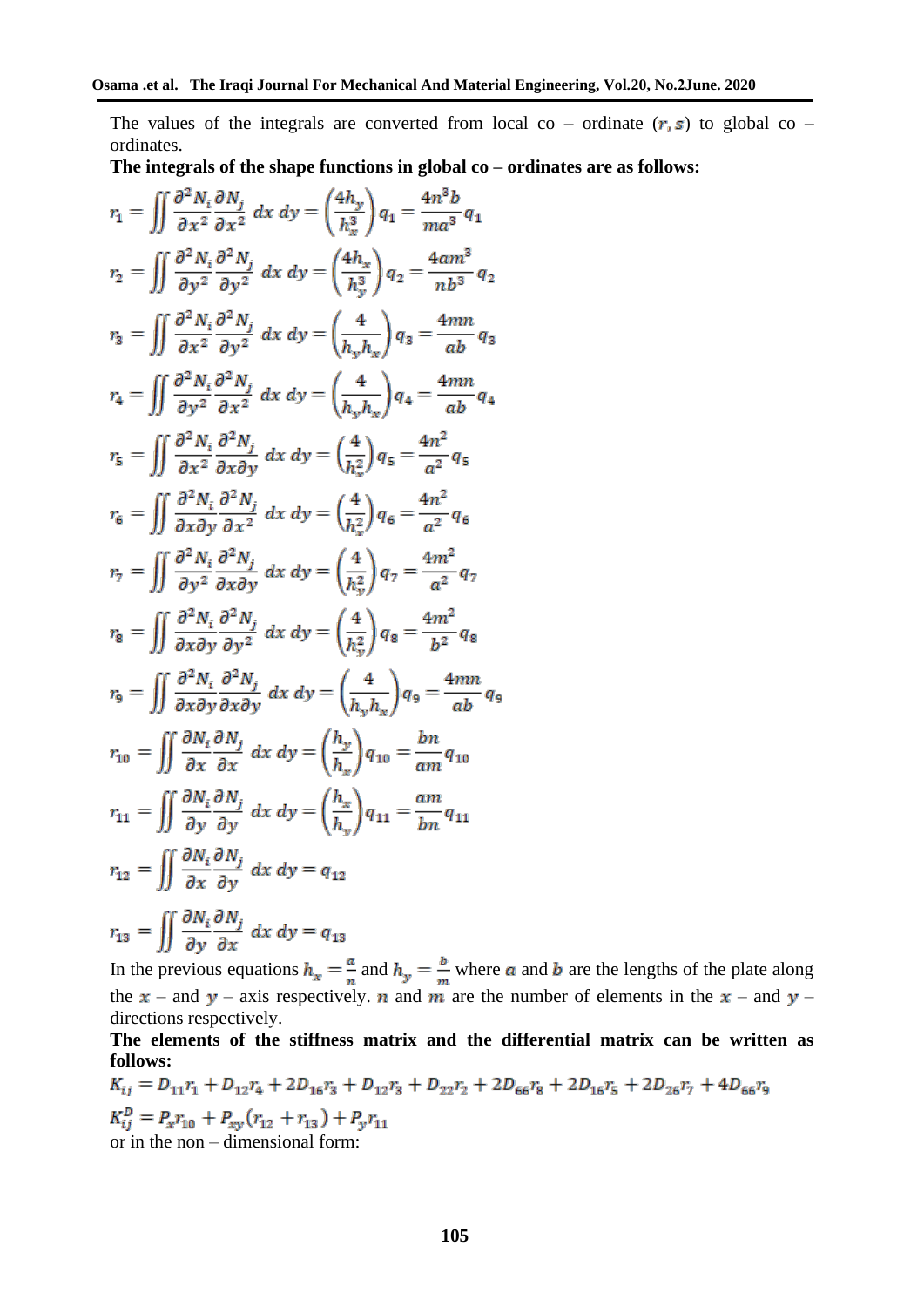The values of the integrals are converted from local co – ordinate $(r, s)$ to global co – ordinates.

**The integrals of the shape functions in global co – ordinates are as follows:**

$$r_1 = \iint \frac{\partial^2 N_i}{\partial x^2}\frac{\partial N_j}{\partial x^2}\,dx\,dy = \left(\frac{4h_y}{h_x^3}\right)q_1 = \frac{4n^3 b}{ma^3}q_1$$

$$r_2 = \iint \frac{\partial^2 N_i}{\partial y^2}\frac{\partial^2 N_j}{\partial y^2}\,dx\,dy = \left(\frac{4h_x}{h_y^3}\right)q_2 = \frac{4am^3}{nb^3}q_2$$

$$r_3 = \iint \frac{\partial^2 N_i}{\partial x^2}\frac{\partial^2 N_j}{\partial y^2}\,dx\,dy = \left(\frac{4}{h_y h_x}\right)q_3 = \frac{4mn}{ab}q_3$$

$$r_4 = \iint \frac{\partial^2 N_i}{\partial y^2}\frac{\partial^2 N_j}{\partial x^2}\,dx\,dy = \left(\frac{4}{h_y h_x}\right)q_4 = \frac{4mn}{ab}q_4$$

$$r_5 = \iint \frac{\partial^2 N_i}{\partial x^2}\frac{\partial^2 N_j}{\partial x \partial y}\,dx\,dy = \left(\frac{4}{h_x^2}\right)q_5 = \frac{4n^2}{a^2}q_5$$

$$r_6 = \iint \frac{\partial^2 N_i}{\partial x \partial y}\frac{\partial^2 N_j}{\partial x^2}\,dx\,dy = \left(\frac{4}{h_x^2}\right)q_6 = \frac{4n^2}{a^2}q_6$$

$$r_7 = \iint \frac{\partial^2 N_i}{\partial y^2}\frac{\partial^2 N_j}{\partial x \partial y}\,dx\,dy = \left(\frac{4}{h_y^2}\right)q_7 = \frac{4m^2}{a^2}q_7$$

$$r_8 = \iint \frac{\partial^2 N_i}{\partial x \partial y}\frac{\partial^2 N_j}{\partial y^2}\,dx\,dy = \left(\frac{4}{h_y^2}\right)q_8 = \frac{4m^2}{b^2}q_8$$

$$r_9 = \iint \frac{\partial^2 N_i}{\partial x \partial y}\frac{\partial^2 N_j}{\partial x \partial y}\,dx\,dy = \left(\frac{4}{h_y h_x}\right)q_9 = \frac{4mn}{ab}q_9$$

$$r_{10} = \iint \frac{\partial N_i}{\partial x}\frac{\partial N_j}{\partial x}\,dx\,dy = \left(\frac{h_y}{h_x}\right)q_{10} = \frac{bn}{am}q_{10}$$

$$r_{11} = \iint \frac{\partial N_i}{\partial y}\frac{\partial N_j}{\partial y}\,dx\,dy = \left(\frac{h_x}{h_y}\right)q_{11} = \frac{am}{bn}q_{11}$$

$$r_{12} = \iint \frac{\partial N_i}{\partial x}\frac{\partial N_j}{\partial y}\,dx\,dy = q_{12}$$

$$r_{13} = \iint \frac{\partial N_i}{\partial y}\frac{\partial N_j}{\partial x}\,dx\,dy = q_{13}$$

In the previous equations $h_x = \frac{a}{n}$ and $h_y = \frac{b}{m}$ where $a$ and $b$ are the lengths of the plate along the $x$ – and $y$ – axis respectively. $n$ and $m$ are the number of elements in the $x$ – and $y$ – directions respectively.

**The elements of the stiffness matrix and the differential matrix can be written as follows:**

$$K_{ij} = D_{11}r_1 + D_{12}r_4 + 2D_{16}r_3 + D_{12}r_3 + D_{22}r_2 + 2D_{66}r_8 + 2D_{16}r_5 + 2D_{26}r_7 + 4D_{66}r_9$$

$$K_{ij}^D = P_x r_{10} + P_{xy}(r_{12} + r_{13}) + P_y r_{11}$$

or in the non – dimensional form: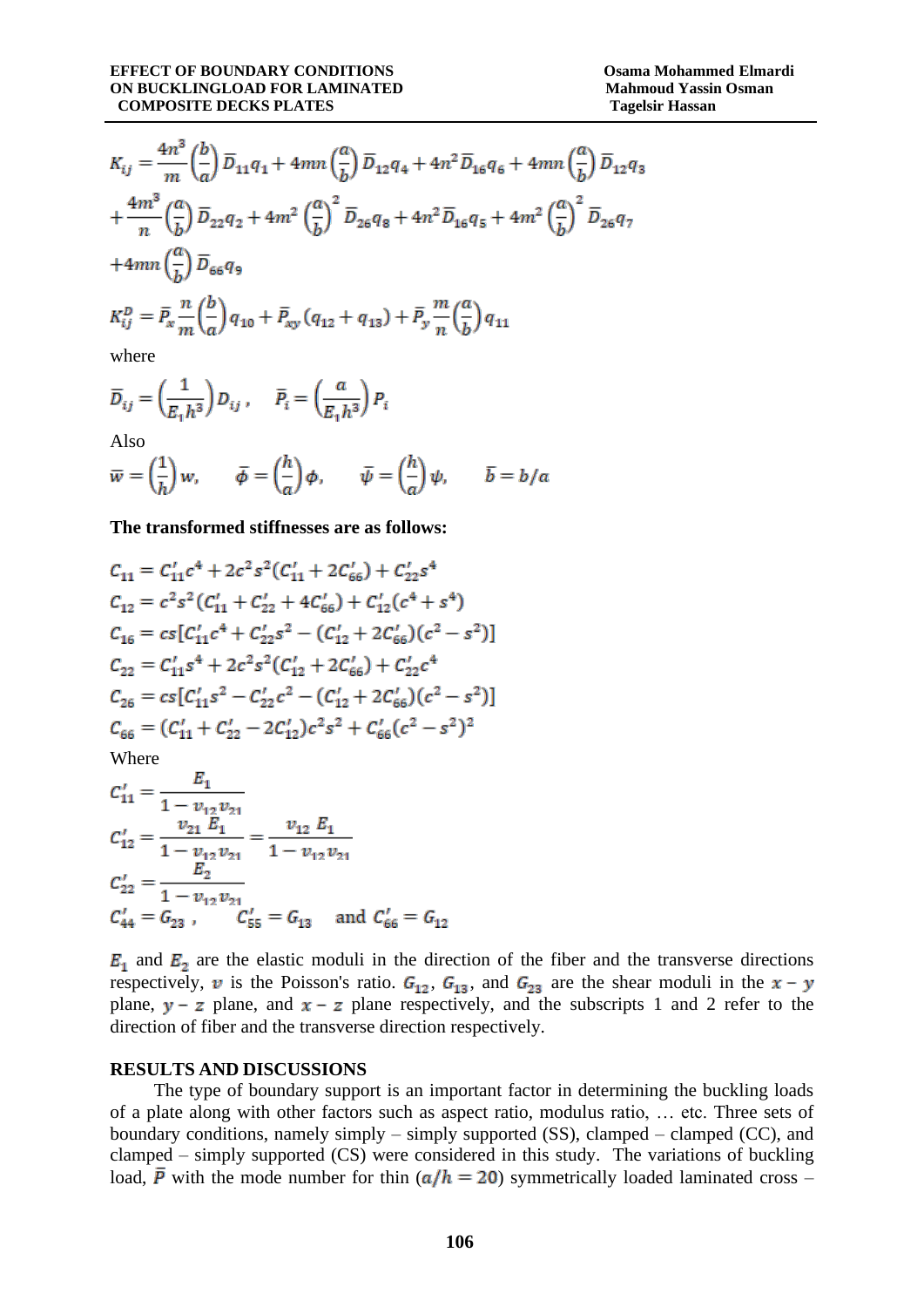$$K_{ij}=\frac{4n^3}{m}\left(\frac{b}{a}\right)\bar{D}_{11}q_1+4mn\left(\frac{a}{b}\right)\bar{D}_{12}q_4+4n^2\bar{D}_{16}q_6+4mn\left(\frac{a}{b}\right)\bar{D}_{12}q_3$$
$$+\frac{4m^3}{n}\left(\frac{a}{b}\right)\bar{D}_{22}q_2+4m^2\left(\frac{a}{b}\right)^2\bar{D}_{26}q_8+4n^2\bar{D}_{16}q_5+4m^2\left(\frac{a}{b}\right)^2\bar{D}_{26}q_7$$
$$+4mn\left(\frac{a}{b}\right)\bar{D}_{66}q_9$$

$$K_{ij}^D=\bar{P}_x\frac{n}{m}\left(\frac{b}{a}\right)q_{10}+\bar{P}_{xy}(q_{12}+q_{13})+\bar{P}_y\frac{m}{n}\left(\frac{a}{b}\right)q_{11}$$

where

$$\bar{D}_{ij}=\left(\frac{1}{E_1h^3}\right)D_{ij},\quad \bar{P}_i=\left(\frac{a}{E_1h^3}\right)P_i$$

Also

$$\bar{w}=\left(\frac{1}{h}\right)w,\qquad \bar{\phi}=\left(\frac{h}{a}\right)\phi,\qquad \bar{\psi}=\left(\frac{h}{a}\right)\psi,\qquad \bar{b}=b/a$$

**The transformed stiffnesses are as follows:**

$$C_{11}=C_{11}'c^4+2c^2s^2(C_{11}'+2C_{66}')+C_{22}'s^4$$
$$C_{12}=c^2s^2(C_{11}'+C_{22}'+4C_{66}')+C_{12}'(c^4+s^4)$$
$$C_{16}=cs[C_{11}'c^4+C_{22}'s^2-(C_{12}'+2C_{66}')(c^2-s^2)]$$
$$C_{22}=C_{11}'s^4+2c^2s^2(C_{12}'+2C_{66}')+C_{22}'c^4$$
$$C_{26}=cs[C_{11}'s^2-C_{22}'c^2-(C_{12}'+2C_{66}')(c^2-s^2)]$$
$$C_{66}=(C_{11}'+C_{22}'-2C_{12}')c^2s^2+C_{66}'(c^2-s^2)^2$$

Where

$$C_{11}'=\frac{E_1}{1-v_{12}v_{21}}$$
$$C_{12}'=\frac{v_{21}\,E_1}{1-v_{12}v_{21}}=\frac{v_{12}\,E_1}{1-v_{12}v_{21}}$$
$$C_{22}'=\frac{E_2}{1-v_{12}v_{21}}$$
$$C_{44}'=G_{23},\qquad C_{55}'=G_{13}\quad\text{and } C_{66}'=G_{12}$$

$E_1$ and $E_2$ are the elastic moduli in the direction of the fiber and the transverse directions respectively, $v$ is the Poisson's ratio. $G_{12}$, $G_{13}$, and $G_{23}$ are the shear moduli in the $x-y$ plane, $y-z$ plane, and $x-z$ plane respectively, and the subscripts 1 and 2 refer to the direction of fiber and the transverse direction respectively.

## RESULTS AND DISCUSSIONS

The type of boundary support is an important factor in determining the buckling loads of a plate along with other factors such as aspect ratio, modulus ratio, … etc. Three sets of boundary conditions, namely simply – simply supported (SS), clamped – clamped (CC), and clamped – simply supported (CS) were considered in this study. The variations of buckling load, $\bar{P}$ with the mode number for thin ($a/h=20$) symmetrically loaded laminated cross –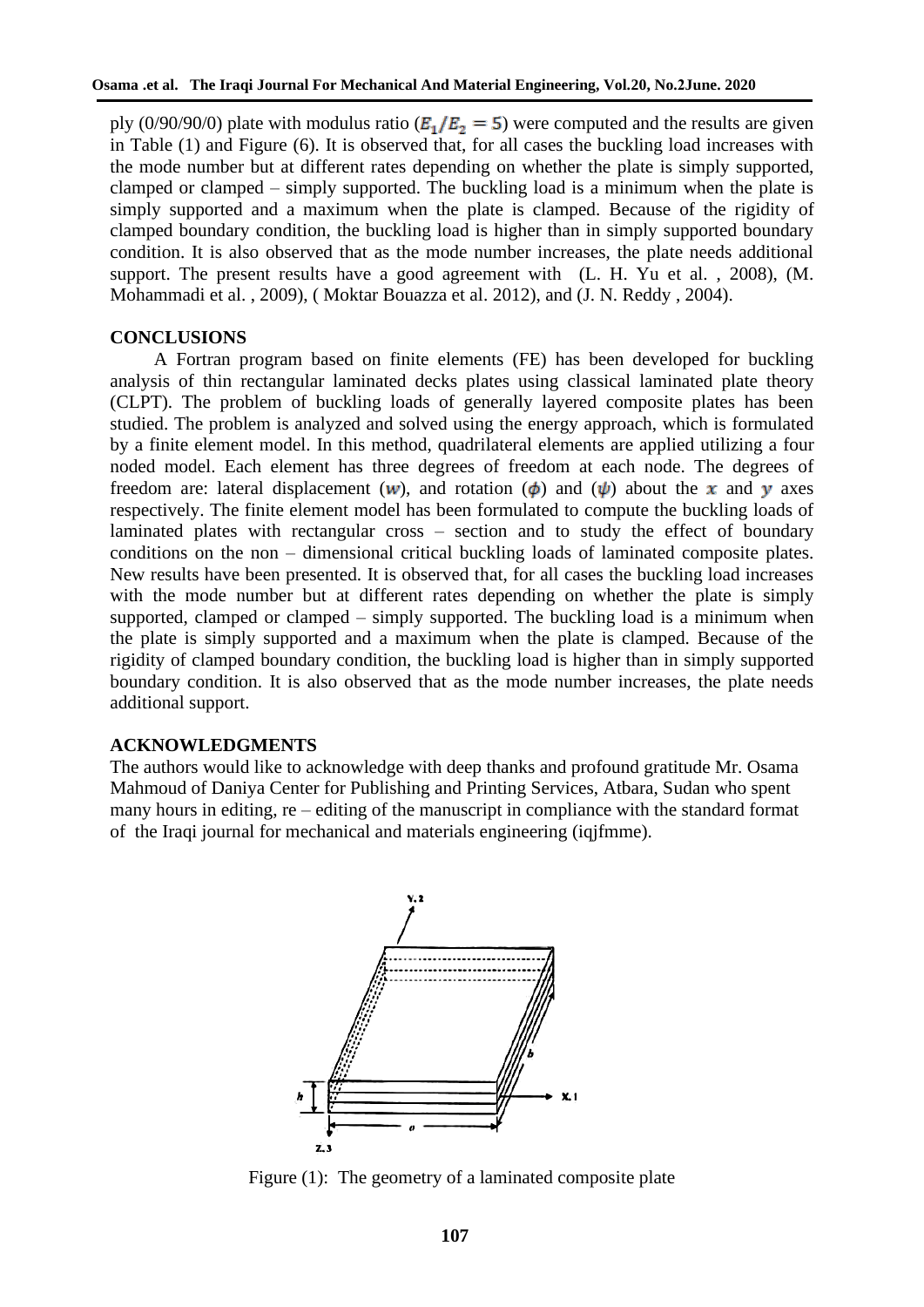ply (0/90/90/0) plate with modulus ratio ($E_1/E_2 = 5$) were computed and the results are given in Table (1) and Figure (6). It is observed that, for all cases the buckling load increases with the mode number but at different rates depending on whether the plate is simply supported, clamped or clamped – simply supported. The buckling load is a minimum when the plate is simply supported and a maximum when the plate is clamped. Because of the rigidity of clamped boundary condition, the buckling load is higher than in simply supported boundary condition. It is also observed that as the mode number increases, the plate needs additional support. The present results have a good agreement with (L. H. Yu et al. , 2008), (M. Mohammadi et al. , 2009), ( Moktar Bouazza et al. 2012), and (J. N. Reddy , 2004).

## CONCLUSIONS

A Fortran program based on finite elements (FE) has been developed for buckling analysis of thin rectangular laminated decks plates using classical laminated plate theory (CLPT). The problem of buckling loads of generally layered composite plates has been studied. The problem is analyzed and solved using the energy approach, which is formulated by a finite element model. In this method, quadrilateral elements are applied utilizing a four noded model. Each element has three degrees of freedom at each node. The degrees of freedom are: lateral displacement ($w$), and rotation ($\phi$) and ($\psi$) about the $x$ and $y$ axes respectively. The finite element model has been formulated to compute the buckling loads of laminated plates with rectangular cross – section and to study the effect of boundary conditions on the non – dimensional critical buckling loads of laminated composite plates. New results have been presented. It is observed that, for all cases the buckling load increases with the mode number but at different rates depending on whether the plate is simply supported, clamped or clamped – simply supported. The buckling load is a minimum when the plate is simply supported and a maximum when the plate is clamped. Because of the rigidity of clamped boundary condition, the buckling load is higher than in simply supported boundary condition. It is also observed that as the mode number increases, the plate needs additional support.

## ACKNOWLEDGMENTS

The authors would like to acknowledge with deep thanks and profound gratitude Mr. Osama Mahmoud of Daniya Center for Publishing and Printing Services, Atbara, Sudan who spent many hours in editing, re – editing of the manuscript in compliance with the standard format of the Iraqi journal for mechanical and materials engineering (iqjfmme).

Figure (1): The geometry of a laminated composite plate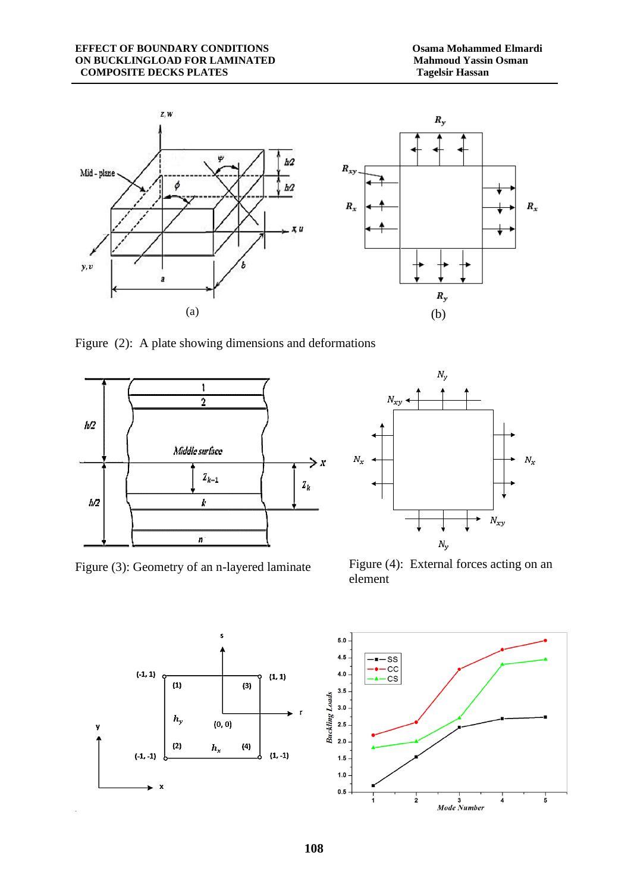(a)

(b)

Figure (2): A plate showing dimensions and deformations

Figure (3): Geometry of an n-layered laminate

Figure (4): External forces acting on an element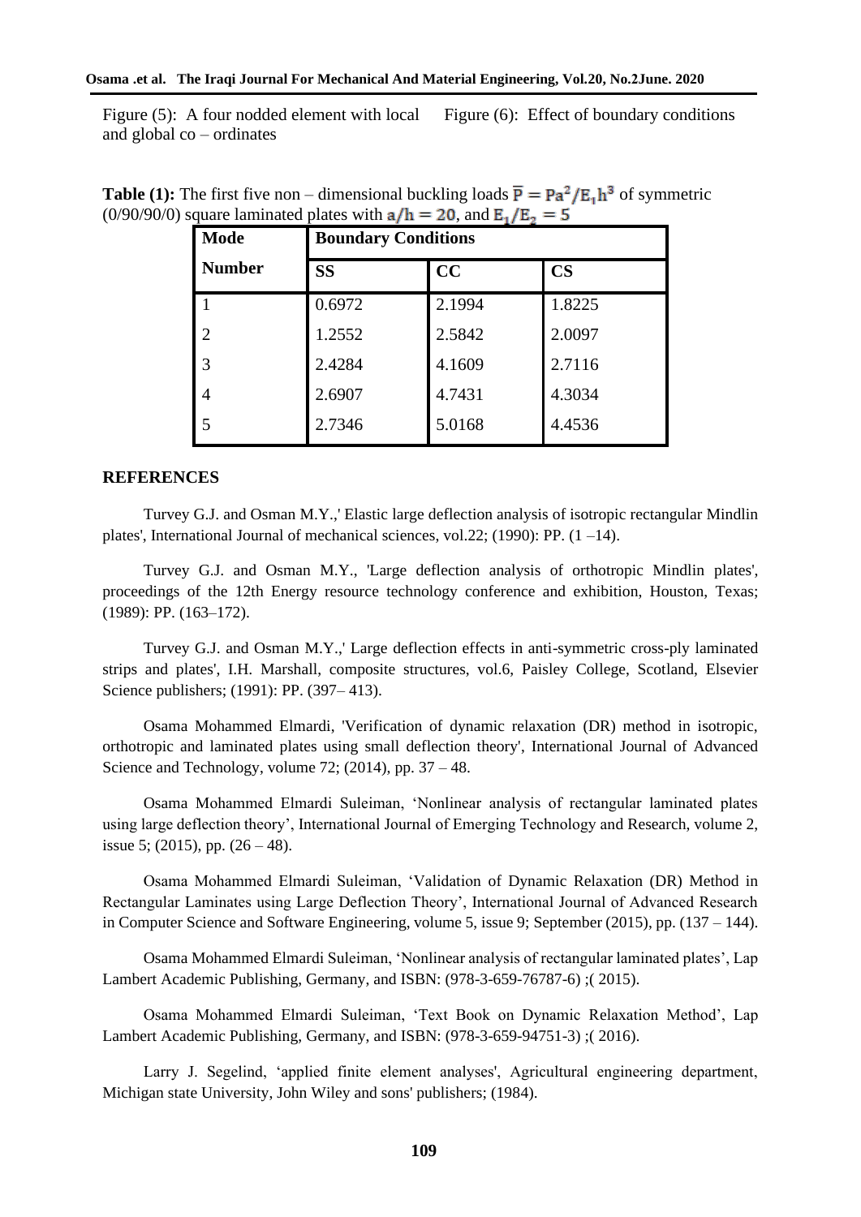Figure (5): A four nodded element with local and global co – ordinates

Figure (6): Effect of boundary conditions

**Table (1):** The first five non – dimensional buckling loads $\overline{P} = Pa^2/E_1h^3$ of symmetric (0/90/90/0) square laminated plates with $a/h = 20$, and $E_1/E_2 = 5$

| Mode Number | Boundary Conditions | | |
|---|---|---|---|
| | SS | CC | CS |
| 1 | 0.6972 | 2.1994 | 1.8225 |
| 2 | 1.2552 | 2.5842 | 2.0097 |
| 3 | 2.4284 | 4.1609 | 2.7116 |
| 4 | 2.6907 | 4.7431 | 4.3034 |
| 5 | 2.7346 | 5.0168 | 4.4536 |

## REFERENCES

Turvey G.J. and Osman M.Y.,' Elastic large deflection analysis of isotropic rectangular Mindlin plates', International Journal of mechanical sciences, vol.22; (1990): PP. (1 –14).

Turvey G.J. and Osman M.Y., 'Large deflection analysis of orthotropic Mindlin plates', proceedings of the 12th Energy resource technology conference and exhibition, Houston, Texas; (1989): PP. (163–172).

Turvey G.J. and Osman M.Y.,' Large deflection effects in anti-symmetric cross-ply laminated strips and plates', I.H. Marshall, composite structures, vol.6, Paisley College, Scotland, Elsevier Science publishers; (1991): PP. (397– 413).

Osama Mohammed Elmardi, 'Verification of dynamic relaxation (DR) method in isotropic, orthotropic and laminated plates using small deflection theory', International Journal of Advanced Science and Technology, volume 72; (2014), pp. 37 – 48.

Osama Mohammed Elmardi Suleiman, 'Nonlinear analysis of rectangular laminated plates using large deflection theory', International Journal of Emerging Technology and Research, volume 2, issue 5; (2015), pp. (26 – 48).

Osama Mohammed Elmardi Suleiman, 'Validation of Dynamic Relaxation (DR) Method in Rectangular Laminates using Large Deflection Theory', International Journal of Advanced Research in Computer Science and Software Engineering, volume 5, issue 9; September (2015), pp. (137 – 144).

Osama Mohammed Elmardi Suleiman, 'Nonlinear analysis of rectangular laminated plates', Lap Lambert Academic Publishing, Germany, and ISBN: (978-3-659-76787-6) ;( 2015).

Osama Mohammed Elmardi Suleiman, 'Text Book on Dynamic Relaxation Method', Lap Lambert Academic Publishing, Germany, and ISBN: (978-3-659-94751-3) ;( 2016).

Larry J. Segelind, 'applied finite element analyses', Agricultural engineering department, Michigan state University, John Wiley and sons' publishers; (1984).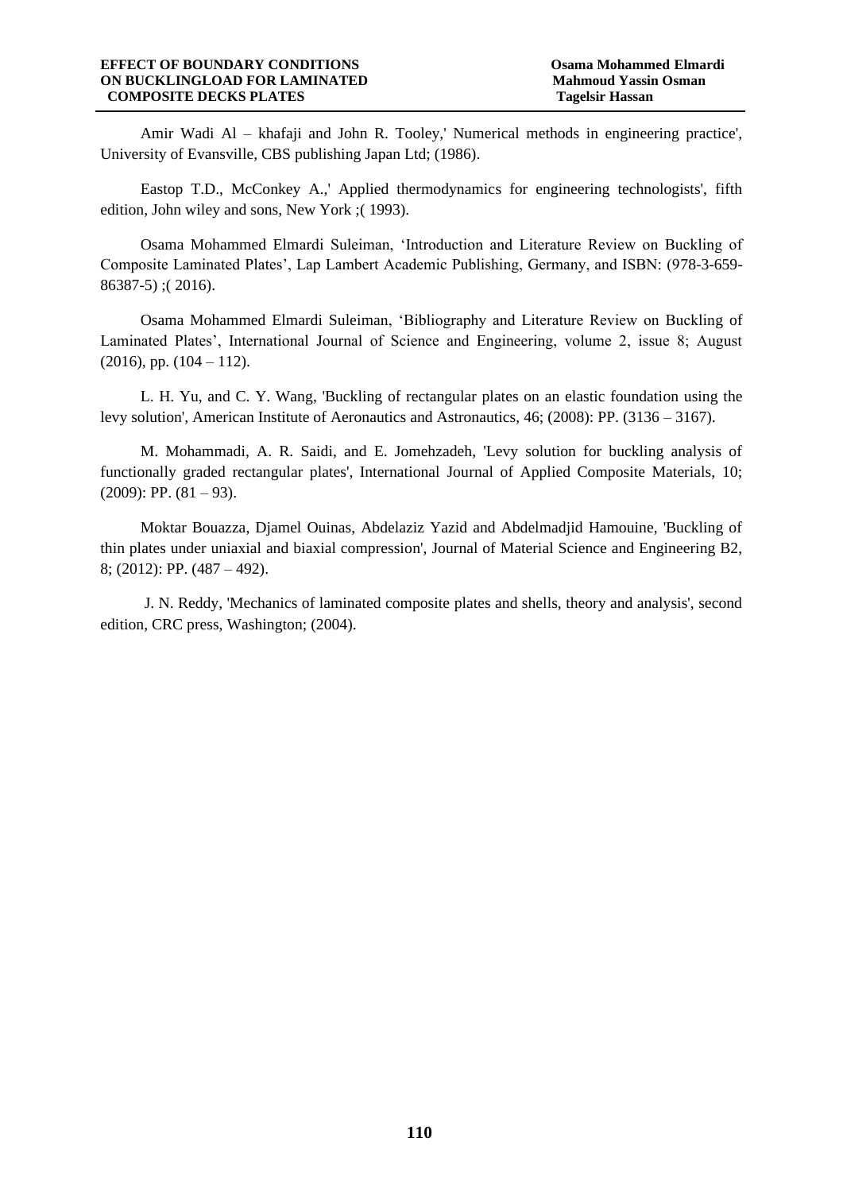Amir Wadi Al – khafaji and John R. Tooley,' Numerical methods in engineering practice', University of Evansville, CBS publishing Japan Ltd; (1986).

Eastop T.D., McConkey A.,' Applied thermodynamics for engineering technologists', fifth edition, John wiley and sons, New York ;( 1993).

Osama Mohammed Elmardi Suleiman, 'Introduction and Literature Review on Buckling of Composite Laminated Plates', Lap Lambert Academic Publishing, Germany, and ISBN: (978-3-659-86387-5) ;( 2016).

Osama Mohammed Elmardi Suleiman, 'Bibliography and Literature Review on Buckling of Laminated Plates', International Journal of Science and Engineering, volume 2, issue 8; August (2016), pp. (104 – 112).

L. H. Yu, and C. Y. Wang, 'Buckling of rectangular plates on an elastic foundation using the levy solution', American Institute of Aeronautics and Astronautics, 46; (2008): PP. (3136 – 3167).

M. Mohammadi, A. R. Saidi, and E. Jomehzadeh, 'Levy solution for buckling analysis of functionally graded rectangular plates', International Journal of Applied Composite Materials, 10; (2009): PP. (81 – 93).

Moktar Bouazza, Djamel Ouinas, Abdelaziz Yazid and Abdelmadjid Hamouine, 'Buckling of thin plates under uniaxial and biaxial compression', Journal of Material Science and Engineering B2, 8; (2012): PP. (487 – 492).

J. N. Reddy, 'Mechanics of laminated composite plates and shells, theory and analysis', second edition, CRC press, Washington; (2004).